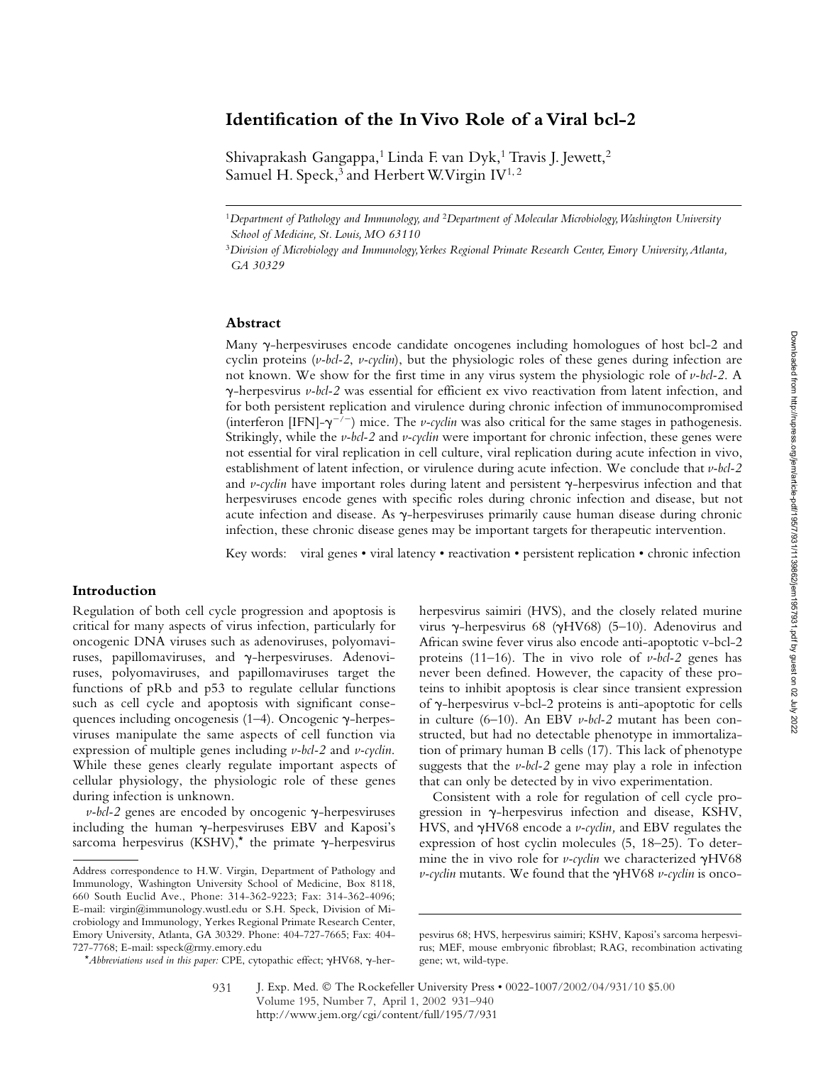# Identification of the In Vivo Role of a Viral bcl-2

Shivaprakash Gangappa,[1] Linda F. van Dyk,[1] Travis J. Jewett,[2] Samuel H. Speck,[3] and Herbert W. Virgin IV[1,2]

[1]*Department of Pathology and Immunology, and* [2]*Department of Molecular Microbiology, Washington University School of Medicine, St. Louis, MO 63110*

[3]*Division of Microbiology and Immunology, Yerkes Regional Primate Research Center, Emory University, Atlanta, GA 30329*

## Abstract

Many γ-herpesviruses encode candidate oncogenes including homologues of host bcl-2 and cyclin proteins (*v-bcl-2, v-cyclin*), but the physiologic roles of these genes during infection are not known. We show for the first time in any virus system the physiologic role of *v-bcl-2*. A γ-herpesvirus *v-bcl-2* was essential for efficient ex vivo reactivation from latent infection, and for both persistent replication and virulence during chronic infection of immunocompromised (interferon [IFN]-$\gamma^{-/-}$) mice. The *v-cyclin* was also critical for the same stages in pathogenesis. Strikingly, while the *v-bcl-2* and *v-cyclin* were important for chronic infection, these genes were not essential for viral replication in cell culture, viral replication during acute infection in vivo, establishment of latent infection, or virulence during acute infection. We conclude that *v-bcl-2* and *v-cyclin* have important roles during latent and persistent γ-herpesvirus infection and that herpesviruses encode genes with specific roles during chronic infection and disease, but not acute infection and disease. As γ-herpesviruses primarily cause human disease during chronic infection, these chronic disease genes may be important targets for therapeutic intervention.

Key words: viral genes • viral latency • reactivation • persistent replication • chronic infection

## Introduction

Regulation of both cell cycle progression and apoptosis is critical for many aspects of virus infection, particularly for oncogenic DNA viruses such as adenoviruses, polyomaviruses, papillomaviruses, and γ-herpesviruses. Adenoviruses, polyomaviruses, and papillomaviruses target the functions of pRb and p53 to regulate cellular functions such as cell cycle and apoptosis with significant consequences including oncogenesis (1–4). Oncogenic γ-herpesviruses manipulate the same aspects of cell function via expression of multiple genes including *v-bcl-2* and *v-cyclin*. While these genes clearly regulate important aspects of cellular physiology, the physiologic role of these genes during infection is unknown.

*v-bcl-2* genes are encoded by oncogenic γ-herpesviruses including the human γ-herpesviruses EBV and Kaposi's sarcoma herpesvirus (KSHV),* the primate γ-herpesvirus herpesvirus saimiri (HVS), and the closely related murine virus γ-herpesvirus 68 (γHV68) (5–10). Adenovirus and African swine fever virus also encode anti-apoptotic v-bcl-2 proteins (11–16). The in vivo role of *v-bcl-2* genes has never been defined. However, the capacity of these proteins to inhibit apoptosis is clear since transient expression of γ-herpesvirus v-bcl-2 proteins is anti-apoptotic for cells in culture (6–10). An EBV *v-bcl-2* mutant has been constructed, but had no detectable phenotype in immortalization of primary human B cells (17). This lack of phenotype suggests that the *v-bcl-2* gene may play a role in infection that can only be detected by in vivo experimentation.

Consistent with a role for regulation of cell cycle progression in γ-herpesvirus infection and disease, KSHV, HVS, and γHV68 encode a *v-cyclin*, and EBV regulates the expression of host cyclin molecules (5, 18–25). To determine the in vivo role for *v-cyclin* we characterized γHV68 *v-cyclin* mutants. We found that the γHV68 *v-cyclin* is onco-

---

Address correspondence to H.W. Virgin, Department of Pathology and Immunology, Washington University School of Medicine, Box 8118, 660 South Euclid Ave., Phone: 314-362-9223; Fax: 314-362-4096; E-mail: virgin@immunology.wustl.edu or S.H. Speck, Division of Microbiology and Immunology, Yerkes Regional Primate Research Center, Emory University, Atlanta, GA 30329. Phone: 404-727-7665; Fax: 404-727-7768; E-mail: sspeck@rmy.emory.edu

**Abbreviations used in this paper:* CPE, cytopathic effect; γHV68, γ-herpesvirus 68; HVS, herpesvirus saimiri; KSHV, Kaposi's sarcoma herpesvirus; MEF, mouse embryonic fibroblast; RAG, recombination activating gene; wt, wild-type.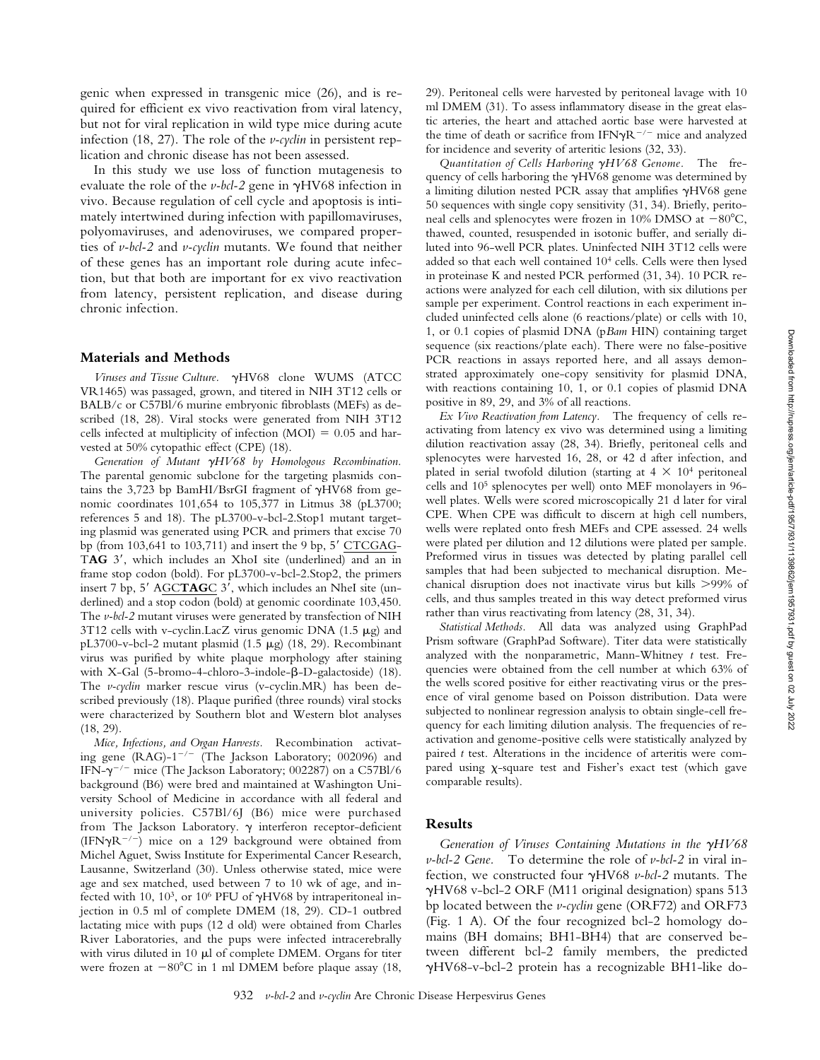genic when expressed in transgenic mice (26), and is required for efficient ex vivo reactivation from viral latency, but not for viral replication in wild type mice during acute infection (18, 27). The role of the *v-cyclin* in persistent replication and chronic disease has not been assessed.

In this study we use loss of function mutagenesis to evaluate the role of the *v-bcl-2* gene in γHV68 infection in vivo. Because regulation of cell cycle and apoptosis is intimately intertwined during infection with papillomaviruses, polyomaviruses, and adenoviruses, we compared properties of *v-bcl-2* and *v-cyclin* mutants. We found that neither of these genes has an important role during acute infection, but that both are important for ex vivo reactivation from latency, persistent replication, and disease during chronic infection.

## Materials and Methods

*Viruses and Tissue Culture.* γHV68 clone WUMS (ATCC VR1465) was passaged, grown, and titered in NIH 3T12 cells or BALB/c or C57Bl/6 murine embryonic fibroblasts (MEFs) as described (18, 28). Viral stocks were generated from NIH 3T12 cells infected at multiplicity of infection (MOI) = 0.05 and harvested at 50% cytopathic effect (CPE) (18).

*Generation of Mutant γHV68 by Homologous Recombination.* The parental genomic subclone for the targeting plasmids contains the 3,723 bp BamHI/BsrGI fragment of γHV68 from genomic coordinates 101,654 to 105,377 in Litmus 38 (pL3700; references 5 and 18). The pL3700-v-bcl-2.Stop1 mutant targeting plasmid was generated using PCR and primers that excise 70 bp (from 103,641 to 103,711) and insert the 9 bp, 5′ CTCGAG-**TAG** 3′, which includes an XhoI site (underlined) and an in frame stop codon (bold). For pL3700-v-bcl-2.Stop2, the primers insert 7 bp, 5′ AGC**TAG**C 3′, which includes an NheI site (underlined) and a stop codon (bold) at genomic coordinate 103,450. The *v-bcl-2* mutant viruses were generated by transfection of NIH 3T12 cells with v-cyclin.LacZ virus genomic DNA (1.5 μg) and pL3700-v-bcl-2 mutant plasmid (1.5 μg) (18, 29). Recombinant virus was purified by white plaque morphology after staining with X-Gal (5-bromo-4-chloro-3-indole-β-D-galactoside) (18). The *v-cyclin* marker rescue virus (v-cyclin.MR) has been described previously (18). Plaque purified (three rounds) viral stocks were characterized by Southern blot and Western blot analyses (18, 29).

*Mice, Infections, and Organ Harvests.* Recombination activating gene (RAG)-1$^{-/-}$ (The Jackson Laboratory; 002096) and IFN-γ$^{-/-}$ mice (The Jackson Laboratory; 002287) on a C57Bl/6 background (B6) were bred and maintained at Washington University School of Medicine in accordance with all federal and university policies. C57Bl/6J (B6) mice were purchased from The Jackson Laboratory. γ interferon receptor-deficient (IFNγR$^{-/-}$) mice on a 129 background were obtained from Michel Aguet, Swiss Institute for Experimental Cancer Research, Lausanne, Switzerland (30). Unless otherwise stated, mice were age and sex matched, used between 7 to 10 wk of age, and infected with 10, $10^3$, or $10^6$ PFU of γHV68 by intraperitoneal injection in 0.5 ml of complete DMEM (18, 29). CD-1 outbred lactating mice with pups (12 d old) were obtained from Charles River Laboratories, and the pups were infected intracerebrally with virus diluted in 10 μl of complete DMEM. Organs for titer were frozen at −80°C in 1 ml DMEM before plaque assay (18, 29). Peritoneal cells were harvested by peritoneal lavage with 10 ml DMEM (31). To assess inflammatory disease in the great elastic arteries, the heart and attached aortic base were harvested at the time of death or sacrifice from IFNγR$^{-/-}$ mice and analyzed for incidence and severity of arteritic lesions (32, 33).

*Quantitation of Cells Harboring γHV68 Genome.* The frequency of cells harboring the γHV68 genome was determined by a limiting dilution nested PCR assay that amplifies γHV68 gene 50 sequences with single copy sensitivity (31, 34). Briefly, peritoneal cells and splenocytes were frozen in 10% DMSO at −80°C, thawed, counted, resuspended in isotonic buffer, and serially diluted into 96-well PCR plates. Uninfected NIH 3T12 cells were added so that each well contained $10^4$ cells. Cells were then lysed in proteinase K and nested PCR performed (31, 34). 10 PCR reactions were analyzed for each cell dilution, with six dilutions per sample per experiment. Control reactions in each experiment included uninfected cells alone (6 reactions/plate) or cells with 10, 1, or 0.1 copies of plasmid DNA (p*Bam* HIN) containing target sequence (six reactions/plate each). There were no false-positive PCR reactions in assays reported here, and all assays demonstrated approximately one-copy sensitivity for plasmid DNA, with reactions containing 10, 1, or 0.1 copies of plasmid DNA positive in 89, 29, and 3% of all reactions.

*Ex Vivo Reactivation from Latency.* The frequency of cells reactivating from latency ex vivo was determined using a limiting dilution reactivation assay (28, 34). Briefly, peritoneal cells and splenocytes were harvested 16, 28, or 42 d after infection, and plated in serial twofold dilution (starting at $4 \times 10^4$ peritoneal cells and $10^5$ splenocytes per well) onto MEF monolayers in 96-well plates. Wells were scored microscopically 21 d later for viral CPE. When CPE was difficult to discern at high cell numbers, wells were replated onto fresh MEFs and CPE assessed. 24 wells were plated per dilution and 12 dilutions were plated per sample. Preformed virus in tissues was detected by plating parallel cell samples that had been subjected to mechanical disruption. Mechanical disruption does not inactivate virus but kills >99% of cells, and thus samples treated in this way detect preformed virus rather than virus reactivating from latency (28, 31, 34).

*Statistical Methods.* All data was analyzed using GraphPad Prism software (GraphPad Software). Titer data were statistically analyzed with the nonparametric, Mann-Whitney *t* test. Frequencies were obtained from the cell number at which 63% of the wells scored positive for either reactivating virus or the presence of viral genome based on Poisson distribution. Data were subjected to nonlinear regression analysis to obtain single-cell frequency for each limiting dilution analysis. The frequencies of reactivation and genome-positive cells were statistically analyzed by paired *t* test. Alterations in the incidence of arteritis were compared using χ-square test and Fisher's exact test (which gave comparable results).

## Results

*Generation of Viruses Containing Mutations in the γHV68 v-bcl-2 Gene.* To determine the role of *v-bcl-2* in viral infection, we constructed four γHV68 *v-bcl-2* mutants. The γHV68 v-bcl-2 ORF (M11 original designation) spans 513 bp located between the *v-cyclin* gene (ORF72) and ORF73 (Fig. 1 A). Of the four recognized bcl-2 homology domains (BH domains; BH1-BH4) that are conserved between different bcl-2 family members, the predicted γHV68-v-bcl-2 protein has a recognizable BH1-like do-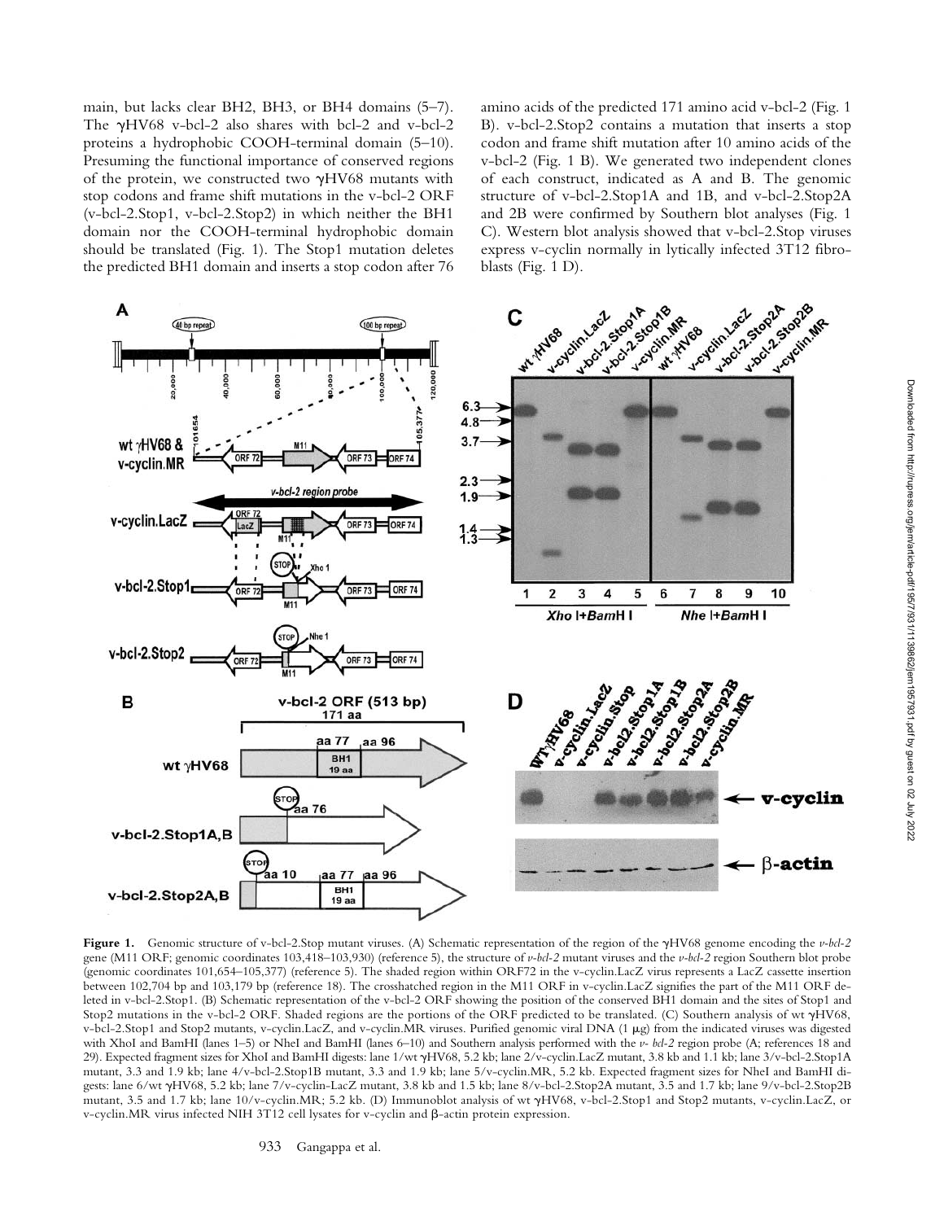main, but lacks clear BH2, BH3, or BH4 domains (5–7). The γHV68 v-bcl-2 also shares with bcl-2 and v-bcl-2 proteins a hydrophobic COOH-terminal domain (5–10). Presuming the functional importance of conserved regions of the protein, we constructed two γHV68 mutants with stop codons and frame shift mutations in the v-bcl-2 ORF (v-bcl-2.Stop1, v-bcl-2.Stop2) in which neither the BH1 domain nor the COOH-terminal hydrophobic domain should be translated (Fig. 1). The Stop1 mutation deletes the predicted BH1 domain and inserts a stop codon after 76 amino acids of the predicted 171 amino acid v-bcl-2 (Fig. 1 B). v-bcl-2.Stop2 contains a mutation that inserts a stop codon and frame shift mutation after 10 amino acids of the v-bcl-2 (Fig. 1 B). We generated two independent clones of each construct, indicated as A and B. The genomic structure of v-bcl-2.Stop1A and 1B, and v-bcl-2.Stop2A and 2B were confirmed by Southern blot analyses (Fig. 1 C). Western blot analysis showed that v-bcl-2.Stop viruses express v-cyclin normally in lytically infected 3T12 fibroblasts (Fig. 1 D).

**Figure 1.** Genomic structure of v-bcl-2.Stop mutant viruses. (A) Schematic representation of the region of the γHV68 genome encoding the *v-bcl-2* gene (M11 ORF; genomic coordinates 103,418–103,930) (reference 5), the structure of *v-bcl-2* mutant viruses and the *v-bcl-2* region Southern blot probe (genomic coordinates 101,654–105,377) (reference 5). The shaded region within ORF72 in the v-cyclin.LacZ virus represents a LacZ cassette insertion between 102,704 bp and 103,179 bp (reference 18). The crosshatched region in the M11 ORF in v-cyclin.LacZ signifies the part of the M11 ORF deleted in v-bcl-2.Stop1. (B) Schematic representation of the v-bcl-2 ORF showing the position of the conserved BH1 domain and the sites of Stop1 and Stop2 mutations in the v-bcl-2 ORF. Shaded regions are the portions of the ORF predicted to be translated. (C) Southern analysis of wt γHV68, v-bcl-2.Stop1 and Stop2 mutants, v-cyclin.LacZ, and v-cyclin.MR viruses. Purified genomic viral DNA (1 μg) from the indicated viruses was digested with XhoI and BamHI (lanes 1–5) or NheI and BamHI (lanes 6–10) and Southern analysis performed with the *v- bcl-2* region probe (A; references 18 and 29). Expected fragment sizes for XhoI and BamHI digests: lane 1/wt γHV68, 5.2 kb; lane 2/v-cyclin.LacZ mutant, 3.8 kb and 1.1 kb; lane 3/v-bcl-2.Stop1A mutant, 3.3 and 1.9 kb; lane 4/v-bcl-2.Stop1B mutant, 3.3 and 1.9 kb; lane 5/v-cyclin.MR, 5.2 kb. Expected fragment sizes for NheI and BamHI digests: lane 6/wt γHV68, 5.2 kb; lane 7/v-cyclin-LacZ mutant, 3.8 kb and 1.5 kb; lane 8/v-bcl-2.Stop2A mutant, 3.5 and 1.7 kb; lane 9/v-bcl-2.Stop2B mutant, 3.5 and 1.7 kb; lane 10/v-cyclin.MR; 5.2 kb. (D) Immunoblot analysis of wt γHV68, v-bcl-2.Stop1 and Stop2 mutants, v-cyclin.LacZ, or v-cyclin.MR virus infected NIH 3T12 cell lysates for v-cyclin and β-actin protein expression.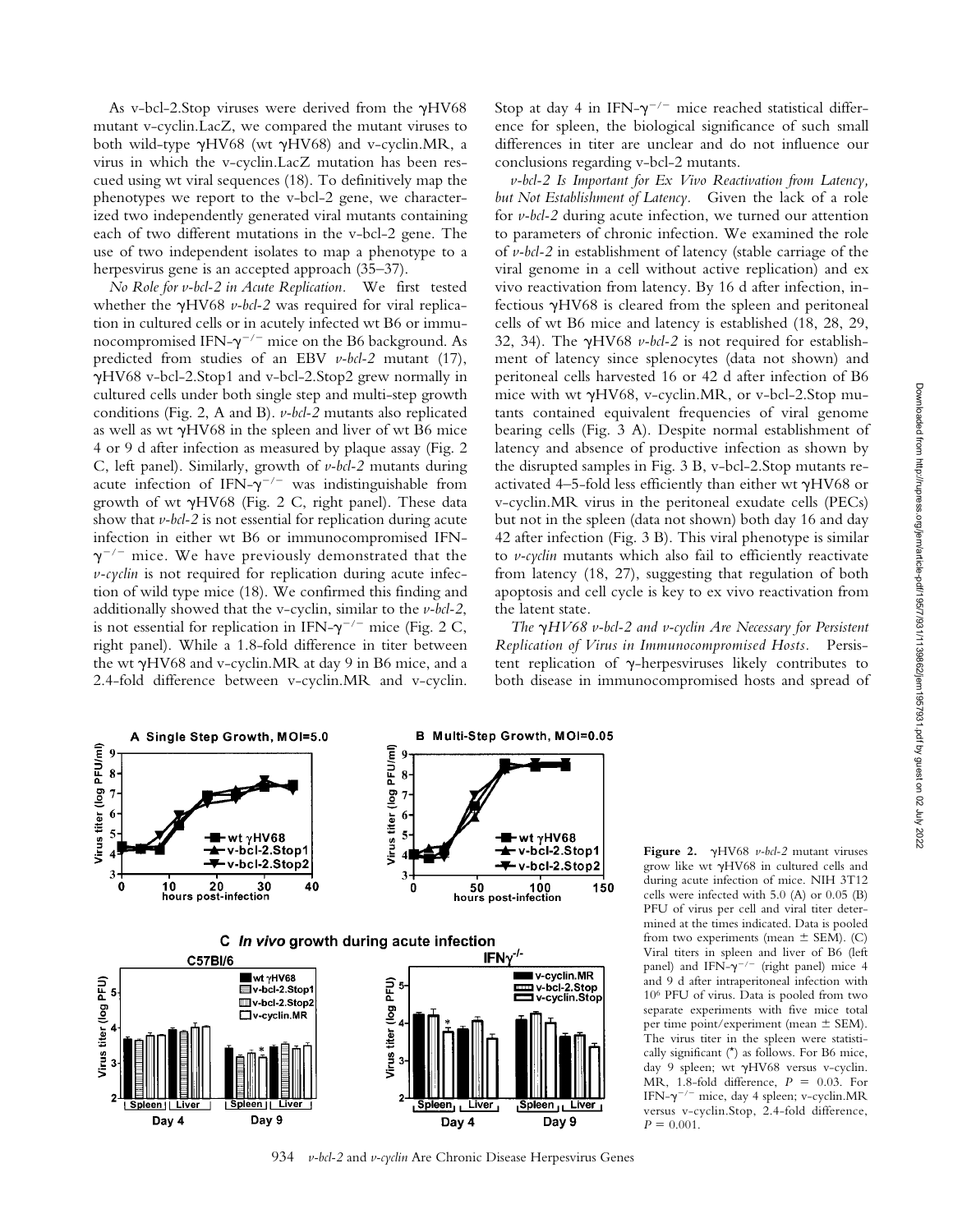As v-bcl-2.Stop viruses were derived from the γHV68 mutant v-cyclin.LacZ, we compared the mutant viruses to both wild-type γHV68 (wt γHV68) and v-cyclin.MR, a virus in which the v-cyclin.LacZ mutation has been rescued using wt viral sequences (18). To definitively map the phenotypes we report to the v-bcl-2 gene, we characterized two independently generated viral mutants containing each of two different mutations in the v-bcl-2 gene. The use of two independent isolates to map a phenotype to a herpesvirus gene is an accepted approach (35–37).

*No Role for v-bcl-2 in Acute Replication.* We first tested whether the γHV68 *v-bcl-2* was required for viral replication in cultured cells or in acutely infected wt B6 or immunocompromised IFN-$\gamma^{-/-}$ mice on the B6 background. As predicted from studies of an EBV *v-bcl-2* mutant (17), γHV68 v-bcl-2.Stop1 and v-bcl-2.Stop2 grew normally in cultured cells under both single step and multi-step growth conditions (Fig. 2, A and B). *v-bcl-2* mutants also replicated as well as wt γHV68 in the spleen and liver of wt B6 mice 4 or 9 d after infection as measured by plaque assay (Fig. 2 C, left panel). Similarly, growth of *v-bcl-2* mutants during acute infection of IFN-$\gamma^{-/-}$ was indistinguishable from growth of wt γHV68 (Fig. 2 C, right panel). These data show that *v-bcl-2* is not essential for replication during acute infection in either wt B6 or immunocompromised IFN-$\gamma^{-/-}$ mice. We have previously demonstrated that the *v-cyclin* is not required for replication during acute infection of wild type mice (18). We confirmed this finding and additionally showed that the v-cyclin, similar to the *v-bcl-2*, is not essential for replication in IFN-$\gamma^{-/-}$ mice (Fig. 2 C, right panel). While a 1.8-fold difference in titer between the wt γHV68 and v-cyclin.MR at day 9 in B6 mice, and a 2.4-fold difference between v-cyclin.MR and v-cyclin.Stop at day 4 in IFN-$\gamma^{-/-}$ mice reached statistical difference for spleen, the biological significance of such small differences in titer are unclear and do not influence our conclusions regarding v-bcl-2 mutants.

*v-bcl-2 Is Important for Ex Vivo Reactivation from Latency, but Not Establishment of Latency.* Given the lack of a role for *v-bcl-2* during acute infection, we turned our attention to parameters of chronic infection. We examined the role of *v-bcl-2* in establishment of latency (stable carriage of the viral genome in a cell without active replication) and ex vivo reactivation from latency. By 16 d after infection, infectious γHV68 is cleared from the spleen and peritoneal cells of wt B6 mice and latency is established (18, 28, 29, 32, 34). The γHV68 *v-bcl-2* is not required for establishment of latency since splenocytes (data not shown) and peritoneal cells harvested 16 or 42 d after infection of B6 mice with wt γHV68, v-cyclin.MR, or v-bcl-2.Stop mutants contained equivalent frequencies of viral genome bearing cells (Fig. 3 A). Despite normal establishment of latency and absence of productive infection as shown by the disrupted samples in Fig. 3 B, v-bcl-2.Stop mutants reactivated 4–5-fold less efficiently than either wt γHV68 or v-cyclin.MR virus in the peritoneal exudate cells (PECs) but not in the spleen (data not shown) both day 16 and day 42 after infection (Fig. 3 B). This viral phenotype is similar to *v-cyclin* mutants which also fail to efficiently reactivate from latency (18, 27), suggesting that regulation of both apoptosis and cell cycle is key to ex vivo reactivation from the latent state.

*The γHV68 v-bcl-2 and v-cyclin Are Necessary for Persistent Replication of Virus in Immunocompromised Hosts.* Persistent replication of γ-herpesviruses likely contributes to both disease in immunocompromised hosts and spread of

**Figure 2.** γHV68 *v-bcl-2* mutant viruses grow like wt γHV68 in cultured cells and during acute infection of mice. NIH 3T12 cells were infected with 5.0 (A) or 0.05 (B) PFU of virus per cell and viral titer determined at the times indicated. Data is pooled from two experiments (mean ± SEM). (C) Viral titers in spleen and liver of B6 (left panel) and IFN-$\gamma^{-/-}$ (right panel) mice 4 and 9 d after intraperitoneal infection with $10^6$ PFU of virus. Data is pooled from two separate experiments with five mice total per time point/experiment (mean ± SEM). The virus titer in the spleen were statistically significant (*) as follows. For B6 mice, day 9 spleen; wt γHV68 versus v-cyclin.MR, 1.8-fold difference, $P = 0.03$. For IFN-$\gamma^{-/-}$ mice, day 4 spleen; v-cyclin.MR versus v-cyclin.Stop, 2.4-fold difference, $P = 0.001$.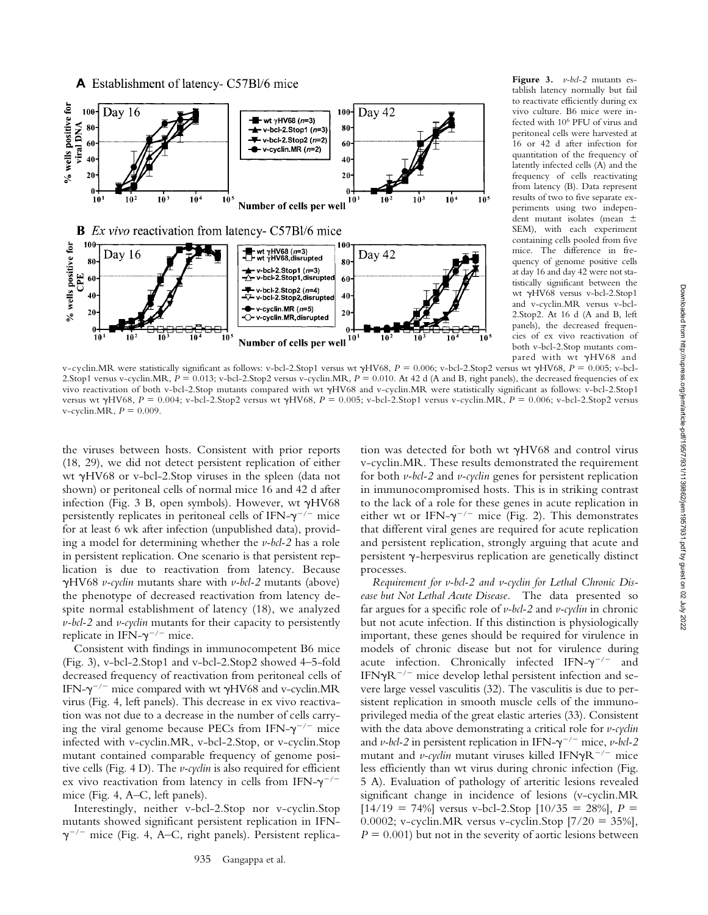**Figure 3.** *v-bcl-2* mutants establish latency normally but fail to reactivate efficiently during ex vivo culture. B6 mice were infected with $10^6$ PFU of virus and peritoneal cells were harvested at 16 or 42 d after infection for quantitation of the frequency of latently infected cells (A) and the frequency of cells reactivating from latency (B). Data represent results of two to five separate experiments using two independent mutant isolates (mean ± SEM), with each experiment containing cells pooled from five mice. The difference in frequency of genome positive cells at day 16 and day 42 were not statistically significant between the wt γHV68 versus v-bcl-2.Stop1 and v-cyclin.MR versus v-bcl-2.Stop2. At 16 d (A and B, left panels), the decreased frequencies of ex vivo reactivation of both v-bcl-2.Stop mutants compared with wt γHV68 and v-cyclin.MR were statistically significant as follows: v-bcl-2.Stop1 versus wt γHV68, $P = 0.006$; v-bcl-2.Stop2 versus wt γHV68, $P = 0.005$; v-bcl-2.Stop1 versus v-cyclin.MR, $P = 0.013$; v-bcl-2.Stop2 versus v-cyclin.MR, $P = 0.010$. At 42 d (A and B, right panels), the decreased frequencies of ex vivo reactivation of both v-bcl-2.Stop mutants compared with wt γHV68 and v-cyclin.MR were statistically significant as follows: v-bcl-2.Stop1 versus wt γHV68, $P = 0.004$; v-bcl-2.Stop2 versus wt γHV68, $P = 0.005$; v-bcl-2.Stop1 versus v-cyclin.MR, $P = 0.006$; v-bcl-2.Stop2 versus v-cyclin.MR, $P = 0.009$.

the viruses between hosts. Consistent with prior reports (18, 29), we did not detect persistent replication of either wt γHV68 or v-bcl-2.Stop viruses in the spleen (data not shown) or peritoneal cells of normal mice 16 and 42 d after infection (Fig. 3 B, open symbols). However, wt γHV68 persistently replicates in peritoneal cells of IFN-$\gamma^{-/-}$ mice for at least 6 wk after infection (unpublished data), providing a model for determining whether the *v-bcl-2* has a role in persistent replication. One scenario is that persistent replication is due to reactivation from latency. Because γHV68 *v-cyclin* mutants share with *v-bcl-2* mutants (above) the phenotype of decreased reactivation from latency despite normal establishment of latency (18), we analyzed *v-bcl-2* and *v-cyclin* mutants for their capacity to persistently replicate in IFN-$\gamma^{-/-}$ mice.

Consistent with findings in immunocompetent B6 mice (Fig. 3), v-bcl-2.Stop1 and v-bcl-2.Stop2 showed 4–5-fold decreased frequency of reactivation from peritoneal cells of IFN-$\gamma^{-/-}$ mice compared with wt γHV68 and v-cyclin.MR virus (Fig. 4, left panels). This decrease in ex vivo reactivation was not due to a decrease in the number of cells carrying the viral genome because PECs from IFN-$\gamma^{-/-}$ mice infected with v-cyclin.MR, v-bcl-2.Stop, or v-cyclin.Stop mutant contained comparable frequency of genome positive cells (Fig. 4 D). The *v-cyclin* is also required for efficient ex vivo reactivation from latency in cells from IFN-$\gamma^{-/-}$ mice (Fig. 4, A–C, left panels).

Interestingly, neither v-bcl-2.Stop nor v-cyclin.Stop mutants showed significant persistent replication in IFN-$\gamma^{-/-}$ mice (Fig. 4, A–C, right panels). Persistent replication was detected for both wt γHV68 and control virus v-cyclin.MR. These results demonstrated the requirement for both *v-bcl-2* and *v-cyclin* genes for persistent replication in immunocompromised hosts. This is in striking contrast to the lack of a role for these genes in acute replication in either wt or IFN-$\gamma^{-/-}$ mice (Fig. 2). This demonstrates that different viral genes are required for acute replication and persistent replication, strongly arguing that acute and persistent γ-herpesvirus replication are genetically distinct processes.

*Requirement for v-bcl-2 and v-cyclin for Lethal Chronic Disease but Not Lethal Acute Disease.* The data presented so far argues for a specific role of *v-bcl-2* and *v-cyclin* in chronic but not acute infection. If this distinction is physiologically important, these genes should be required for virulence in models of chronic disease but not for virulence during acute infection. Chronically infected IFN-$\gamma^{-/-}$ and IFNγ$R^{-/-}$ mice develop lethal persistent infection and severe large vessel vasculitis (32). The vasculitis is due to persistent replication in smooth muscle cells of the immunoprivileged media of the great elastic arteries (33). Consistent with the data above demonstrating a critical role for *v-cyclin* and *v-bcl-2* in persistent replication in IFN-$\gamma^{-/-}$ mice, *v-bcl-2* mutant and *v-cyclin* mutant viruses killed IFNγ$R^{-/-}$ mice less efficiently than wt virus during chronic infection (Fig. 5 A). Evaluation of pathology of arteritic lesions revealed significant change in incidence of lesions (v-cyclin.MR [14/19 = 74%] versus v-bcl-2.Stop [10/35 = 28%], $P = 0.0002$; v-cyclin.MR versus v-cyclin.Stop [7/20 = 35%], $P = 0.001$) but not in the severity of aortic lesions between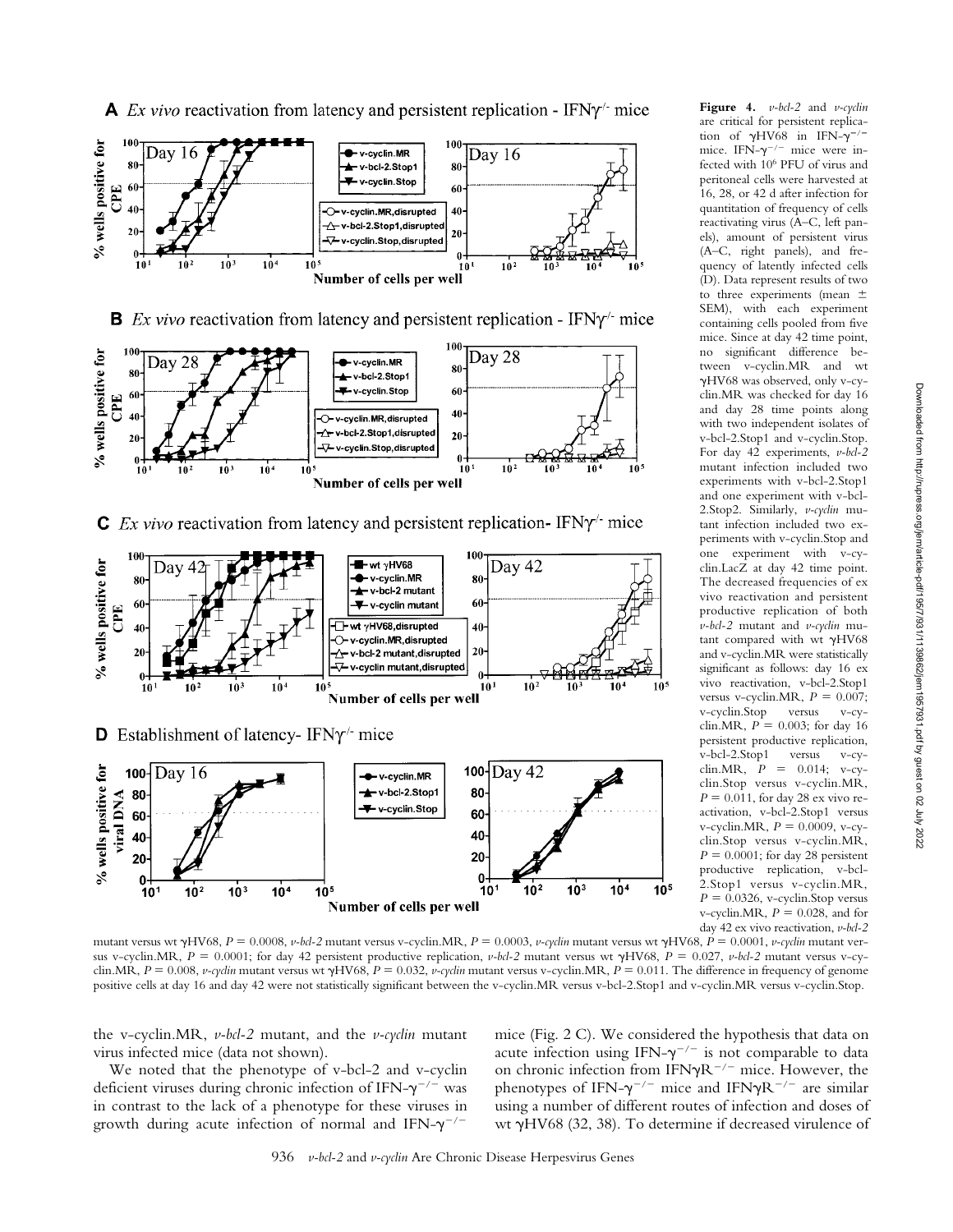**Figure 4.** *v-bcl-2* and *v-cyclin* are critical for persistent replication of γHV68 in IFN-$\gamma^{-/-}$ mice. IFN-$\gamma^{-/-}$ mice were infected with $10^6$ PFU of virus and peritoneal cells were harvested at 16, 28, or 42 d after infection for quantitation of frequency of cells reactivating virus (A–C, left panels), amount of persistent virus (A–C, right panels), and frequency of latently infected cells (D). Data represent results of two to three experiments (mean ± SEM), with each experiment containing cells pooled from five mice. Since at day 42 time point, no significant difference between v-cyclin.MR and wt γHV68 was observed, only v-cyclin.MR was checked for day 16 and day 28 time points along with two independent isolates of v-bcl-2.Stop1 and v-cyclin.Stop. For day 42 experiments, *v-bcl-2* mutant infection included two experiments with v-bcl-2.Stop1 and one experiment with v-bcl-2.Stop2. Similarly, *v-cyclin* mutant infection included two experiments with v-cyclin.Stop and one experiment with v-cyclin.LacZ at day 42 time point. The decreased frequencies of ex vivo reactivation and persistent productive replication of both *v-bcl-2* mutant and *v-cyclin* mutant compared with wt γHV68 and v-cyclin.MR were statistically significant as follows: day 16 ex vivo reactivation, v-bcl-2.Stop1 versus v-cyclin.MR, $P = 0.007$; v-cyclin.Stop versus v-cyclin.MR, $P = 0.003$; for day 16 persistent productive replication, v-bcl-2.Stop1 versus v-cyclin.MR, $P = 0.014$; v-cyclin.Stop versus v-cyclin.MR, $P = 0.011$, for day 28 ex vivo reactivation, v-bcl-2.Stop1 versus v-cyclin.MR, $P = 0.0009$, v-cyclin.Stop versus v-cyclin.MR, $P = 0.0001$; for day 28 persistent productive replication, v-bcl-2.Stop1 versus v-cyclin.MR, $P = 0.0326$, v-cyclin.Stop versus v-cyclin.MR, $P = 0.028$, and for day 42 ex vivo reactivation, *v-bcl-2* mutant versus wt γHV68, $P = 0.0008$, *v-bcl-2* mutant versus v-cyclin.MR, $P = 0.0003$, *v-cyclin* mutant versus wt γHV68, $P = 0.0001$, *v-cyclin* mutant versus v-cyclin.MR, $P = 0.0001$; for day 42 persistent productive replication, *v-bcl-2* mutant versus wt γHV68, $P = 0.027$, *v-bcl-2* mutant versus v-cyclin.MR, $P = 0.008$, *v-cyclin* mutant versus wt γHV68, $P = 0.032$, *v-cyclin* mutant versus v-cyclin.MR, $P = 0.011$. The difference in frequency of genome positive cells at day 16 and day 42 were not statistically significant between the v-cyclin.MR versus v-bcl-2.Stop1 and v-cyclin.MR versus v-cyclin.Stop.

the v-cyclin.MR, *v-bcl-2* mutant, and the *v-cyclin* mutant virus infected mice (data not shown).

We noted that the phenotype of v-bcl-2 and v-cyclin deficient viruses during chronic infection of IFN-$\gamma^{-/-}$ was in contrast to the lack of a phenotype for these viruses in growth during acute infection of normal and IFN-$\gamma^{-/-}$ mice (Fig. 2 C). We considered the hypothesis that data on acute infection using IFN-$\gamma^{-/-}$ is not comparable to data on chronic infection from IFNγ$R^{-/-}$ mice. However, the phenotypes of IFN-$\gamma^{-/-}$ mice and IFNγ$R^{-/-}$ are similar using a number of different routes of infection and doses of wt γHV68 (32, 38). To determine if decreased virulence of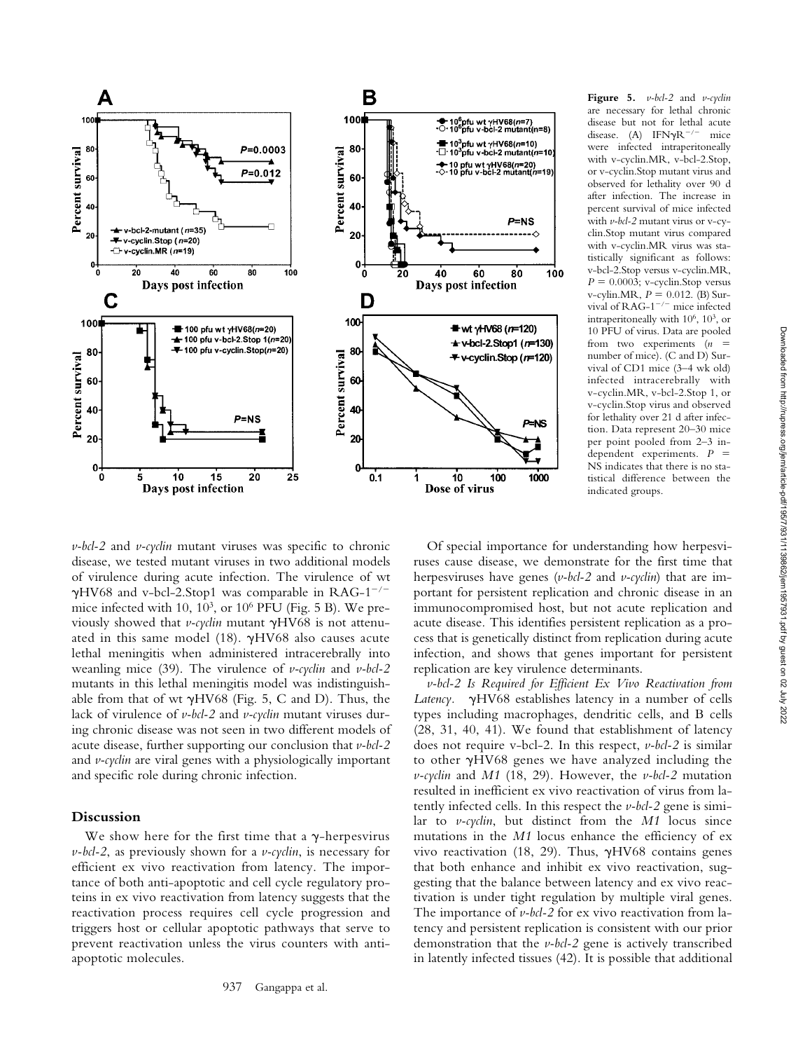**Figure 5.** *v-bcl-2* and *v-cyclin* are necessary for lethal chronic disease but not for lethal acute disease. (A) IFNγR$^{-/-}$ mice were infected intraperitoneally with v-cyclin.MR, v-bcl-2.Stop, or v-cyclin.Stop mutant virus and observed for lethality over 90 d after infection. The increase in percent survival of mice infected with *v-bcl-2* mutant virus or v-cyclin.Stop mutant virus compared with v-cyclin.MR virus was statistically significant as follows: v-bcl-2.Stop versus v-cyclin.MR, $P = 0.0003$; v-cyclin.Stop versus v-cylin.MR, $P = 0.012$. (B) Survival of RAG-1$^{-/-}$ mice infected intraperitoneally with $10^6$, $10^3$, or 10 PFU of virus. Data are pooled from two experiments ($n$ = number of mice). (C and D) Survival of CD1 mice (3–4 wk old) infected intracerebrally with v-cyclin.MR, v-bcl-2.Stop 1, or v-cyclin.Stop virus and observed for lethality over 21 d after infection. Data represent 20–30 mice per point pooled from 2–3 independent experiments. $P$ = NS indicates that there is no statistical difference between the indicated groups.

*v-bcl-2* and *v-cyclin* mutant viruses was specific to chronic disease, we tested mutant viruses in two additional models of virulence during acute infection. The virulence of wt γHV68 and v-bcl-2.Stop1 was comparable in RAG-1$^{-/-}$ mice infected with 10, $10^3$, or $10^6$ PFU (Fig. 5 B). We previously showed that *v-cyclin* mutant γHV68 is not attenuated in this same model (18). γHV68 also causes acute lethal meningitis when administered intracerebrally into weanling mice (39). The virulence of *v-cyclin* and *v-bcl-2* mutants in this lethal meningitis model was indistinguishable from that of wt γHV68 (Fig. 5, C and D). Thus, the lack of virulence of *v-bcl-2* and *v-cyclin* mutant viruses during chronic disease was not seen in two different models of acute disease, further supporting our conclusion that *v-bcl-2* and *v-cyclin* are viral genes with a physiologically important and specific role during chronic infection.

## Discussion

We show here for the first time that a γ-herpesvirus *v-bcl-2*, as previously shown for a *v-cyclin*, is necessary for efficient ex vivo reactivation from latency. The importance of both anti-apoptotic and cell cycle regulatory proteins in ex vivo reactivation from latency suggests that the reactivation process requires cell cycle progression and triggers host or cellular apoptotic pathways that serve to prevent reactivation unless the virus counters with anti-apoptotic molecules.

Of special importance for understanding how herpesviruses cause disease, we demonstrate for the first time that herpesviruses have genes (*v-bcl-2* and *v-cyclin*) that are important for persistent replication and chronic disease in an immunocompromised host, but not acute replication and acute disease. This identifies persistent replication as a process that is genetically distinct from replication during acute infection, and shows that genes important for persistent replication are key virulence determinants.

*v-bcl-2 Is Required for Efficient Ex Vivo Reactivation from Latency.* γHV68 establishes latency in a number of cells types including macrophages, dendritic cells, and B cells (28, 31, 40, 41). We found that establishment of latency does not require v-bcl-2. In this respect, *v-bcl-2* is similar to other γHV68 genes we have analyzed including the *v-cyclin* and *M1* (18, 29). However, the *v-bcl-2* mutation resulted in inefficient ex vivo reactivation of virus from latently infected cells. In this respect the *v-bcl-2* gene is similar to *v-cyclin*, but distinct from the *M1* locus since mutations in the *M1* locus enhance the efficiency of ex vivo reactivation (18, 29). Thus, γHV68 contains genes that both enhance and inhibit ex vivo reactivation, suggesting that the balance between latency and ex vivo reactivation is under tight regulation by multiple viral genes. The importance of *v-bcl-2* for ex vivo reactivation from latency and persistent replication is consistent with our prior demonstration that the *v-bcl-2* gene is actively transcribed in latently infected tissues (42). It is possible that additional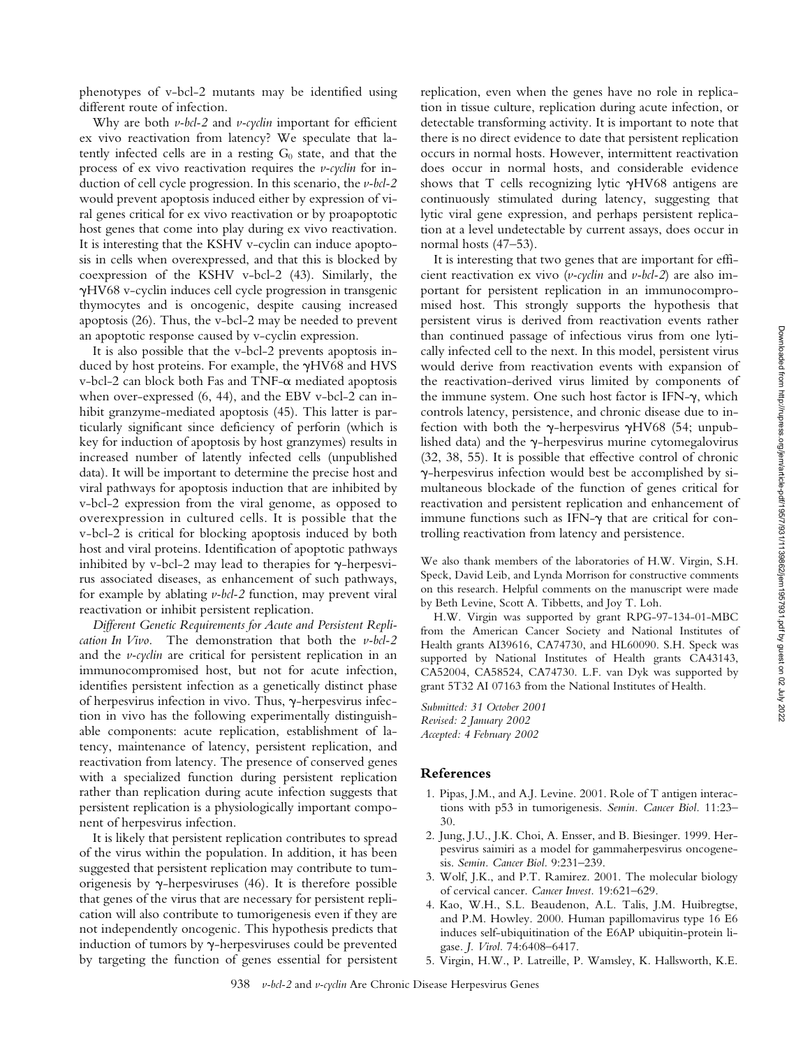phenotypes of v-bcl-2 mutants may be identified using different route of infection.

Why are both *v-bcl-2* and *v-cyclin* important for efficient ex vivo reactivation from latency? We speculate that latently infected cells are in a resting $G_0$ state, and that the process of ex vivo reactivation requires the *v-cyclin* for induction of cell cycle progression. In this scenario, the *v-bcl-2* would prevent apoptosis induced either by expression of viral genes critical for ex vivo reactivation or by proapoptotic host genes that come into play during ex vivo reactivation. It is interesting that the KSHV v-cyclin can induce apoptosis in cells when overexpressed, and that this is blocked by coexpression of the KSHV v-bcl-2 (43). Similarly, the γHV68 v-cyclin induces cell cycle progression in transgenic thymocytes and is oncogenic, despite causing increased apoptosis (26). Thus, the v-bcl-2 may be needed to prevent an apoptotic response caused by v-cyclin expression.

It is also possible that the v-bcl-2 prevents apoptosis induced by host proteins. For example, the γHV68 and HVS v-bcl-2 can block both Fas and TNF-α mediated apoptosis when over-expressed (6, 44), and the EBV v-bcl-2 can inhibit granzyme-mediated apoptosis (45). This latter is particularly significant since deficiency of perforin (which is key for induction of apoptosis by host granzymes) results in increased number of latently infected cells (unpublished data). It will be important to determine the precise host and viral pathways for apoptosis induction that are inhibited by v-bcl-2 expression from the viral genome, as opposed to overexpression in cultured cells. It is possible that the v-bcl-2 is critical for blocking apoptosis induced by both host and viral proteins. Identification of apoptotic pathways inhibited by v-bcl-2 may lead to therapies for γ-herpesvirus associated diseases, as enhancement of such pathways, for example by ablating *v-bcl-2* function, may prevent viral reactivation or inhibit persistent replication.

*Different Genetic Requirements for Acute and Persistent Replication In Vivo.* The demonstration that both the *v-bcl-2* and the *v-cyclin* are critical for persistent replication in an immunocompromised host, but not for acute infection, identifies persistent infection as a genetically distinct phase of herpesvirus infection in vivo. Thus, γ-herpesvirus infection in vivo has the following experimentally distinguishable components: acute replication, establishment of latency, maintenance of latency, persistent replication, and reactivation from latency. The presence of conserved genes with a specialized function during persistent replication rather than replication during acute infection suggests that persistent replication is a physiologically important component of herpesvirus infection.

It is likely that persistent replication contributes to spread of the virus within the population. In addition, it has been suggested that persistent replication may contribute to tumorigenesis by γ-herpesviruses (46). It is therefore possible that genes of the virus that are necessary for persistent replication will also contribute to tumorigenesis even if they are not independently oncogenic. This hypothesis predicts that induction of tumors by γ-herpesviruses could be prevented by targeting the function of genes essential for persistent replication, even when the genes have no role in replication in tissue culture, replication during acute infection, or detectable transforming activity. It is important to note that there is no direct evidence to date that persistent replication occurs in normal hosts. However, intermittent reactivation does occur in normal hosts, and considerable evidence shows that T cells recognizing lytic γHV68 antigens are continuously stimulated during latency, suggesting that lytic viral gene expression, and perhaps persistent replication at a level undetectable by current assays, does occur in normal hosts (47–53).

It is interesting that two genes that are important for efficient reactivation ex vivo (*v-cyclin* and *v-bcl-2*) are also important for persistent replication in an immunocompromised host. This strongly supports the hypothesis that persistent virus is derived from reactivation events rather than continued passage of infectious virus from one lytically infected cell to the next. In this model, persistent virus would derive from reactivation events with expansion of the reactivation-derived virus limited by components of the immune system. One such host factor is IFN-γ, which controls latency, persistence, and chronic disease due to infection with both the γ-herpesvirus γHV68 (54; unpublished data) and the γ-herpesvirus murine cytomegalovirus (32, 38, 55). It is possible that effective control of chronic γ-herpesvirus infection would best be accomplished by simultaneous blockade of the function of genes critical for reactivation and persistent replication and enhancement of immune functions such as IFN-γ that are critical for controlling reactivation from latency and persistence.

We also thank members of the laboratories of H.W. Virgin, S.H. Speck, David Leib, and Lynda Morrison for constructive comments on this research. Helpful comments on the manuscript were made by Beth Levine, Scott A. Tibbetts, and Joy T. Loh.

H.W. Virgin was supported by grant RPG-97-134-01-MBC from the American Cancer Society and National Institutes of Health grants AI39616, CA74730, and HL60090. S.H. Speck was supported by National Institutes of Health grants CA43143, CA52004, CA58524, CA74730. L.F. van Dyk was supported by grant 5T32 AI 07163 from the National Institutes of Health.

*Submitted: 31 October 2001*
*Revised: 2 January 2002*
*Accepted: 4 February 2002*

## References

1. Pipas, J.M., and A.J. Levine. 2001. Role of T antigen interactions with p53 in tumorigenesis. *Semin. Cancer Biol.* 11:23–30.
2. Jung, J.U., J.K. Choi, A. Ensser, and B. Biesinger. 1999. Herpesvirus saimiri as a model for gammaherpesvirus oncogenesis. *Semin. Cancer Biol.* 9:231–239.
3. Wolf, J.K., and P.T. Ramirez. 2001. The molecular biology of cervical cancer. *Cancer Invest.* 19:621–629.
4. Kao, W.H., S.L. Beaudenon, A.L. Talis, J.M. Huibregtse, and P.M. Howley. 2000. Human papillomavirus type 16 E6 induces self-ubiquitination of the E6AP ubiquitin-protein ligase. *J. Virol.* 74:6408–6417.
5. Virgin, H.W., P. Latreille, P. Wamsley, K. Hallsworth, K.E.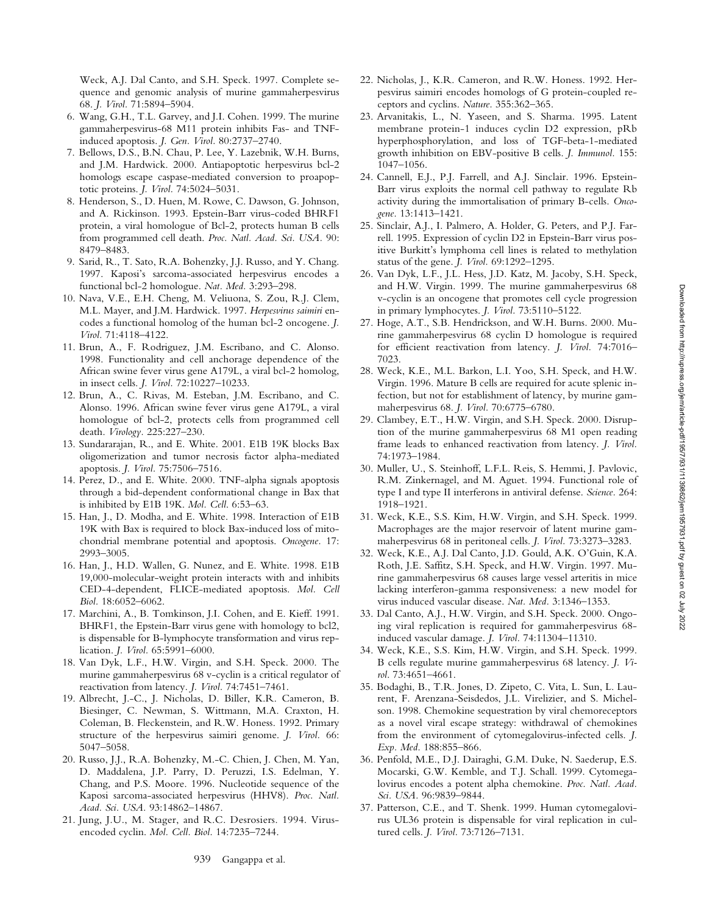Weck, A.J. Dal Canto, and S.H. Speck. 1997. Complete sequence and genomic analysis of murine gammaherpesvirus 68. *J. Virol.* 71:5894–5904.

6. Wang, G.H., T.L. Garvey, and J.I. Cohen. 1999. The murine gammaherpesvirus-68 M11 protein inhibits Fas- and TNF-induced apoptosis. *J. Gen. Virol.* 80:2737–2740.
7. Bellows, D.S., B.N. Chau, P. Lee, Y. Lazebnik, W.H. Burns, and J.M. Hardwick. 2000. Antiapoptotic herpesvirus bcl-2 homologs escape caspase-mediated conversion to proapoptotic proteins. *J. Virol.* 74:5024–5031.
8. Henderson, S., D. Huen, M. Rowe, C. Dawson, G. Johnson, and A. Rickinson. 1993. Epstein-Barr virus-coded BHRF1 protein, a viral homologue of Bcl-2, protects human B cells from programmed cell death. *Proc. Natl. Acad. Sci. USA.* 90: 8479–8483.
9. Sarid, R., T. Sato, R.A. Bohenzky, J.J. Russo, and Y. Chang. 1997. Kaposi's sarcoma-associated herpesvirus encodes a functional bcl-2 homologue. *Nat. Med.* 3:293–298.
10. Nava, V.E., E.H. Cheng, M. Veliuona, S. Zou, R.J. Clem, M.L. Mayer, and J.M. Hardwick. 1997. *Herpesvirus saimiri* encodes a functional homolog of the human bcl-2 oncogene. *J. Virol.* 71:4118–4122.
11. Brun, A., F. Rodriguez, J.M. Escribano, and C. Alonso. 1998. Functionality and cell anchorage dependence of the African swine fever virus gene A179L, a viral bcl-2 homolog, in insect cells. *J. Virol.* 72:10227–10233.
12. Brun, A., C. Rivas, M. Esteban, J.M. Escribano, and C. Alonso. 1996. African swine fever virus gene A179L, a viral homologue of bcl-2, protects cells from programmed cell death. *Virology.* 225:227–230.
13. Sundararajan, R., and E. White. 2001. E1B 19K blocks Bax oligomerization and tumor necrosis factor alpha-mediated apoptosis. *J. Virol.* 75:7506–7516.
14. Perez, D., and E. White. 2000. TNF-alpha signals apoptosis through a bid-dependent conformational change in Bax that is inhibited by E1B 19K. *Mol. Cell.* 6:53–63.
15. Han, J., D. Modha, and E. White. 1998. Interaction of E1B 19K with Bax is required to block Bax-induced loss of mitochondrial membrane potential and apoptosis. *Oncogene.* 17: 2993–3005.
16. Han, J., H.D. Wallen, G. Nunez, and E. White. 1998. E1B 19,000-molecular-weight protein interacts with and inhibits CED-4-dependent, FLICE-mediated apoptosis. *Mol. Cell Biol.* 18:6052–6062.
17. Marchini, A., B. Tomkinson, J.I. Cohen, and E. Kieff. 1991. BHRF1, the Epstein-Barr virus gene with homology to bcl2, is dispensable for B-lymphocyte transformation and virus replication. *J. Virol.* 65:5991–6000.
18. Van Dyk, L.F., H.W. Virgin, and S.H. Speck. 2000. The murine gammaherpesvirus 68 v-cyclin is a critical regulator of reactivation from latency. *J. Virol.* 74:7451–7461.
19. Albrecht, J.-C., J. Nicholas, D. Biller, K.R. Cameron, B. Biesinger, C. Newman, S. Wittmann, M.A. Craxton, H. Coleman, B. Fleckenstein, and R.W. Honess. 1992. Primary structure of the herpesvirus saimiri genome. *J. Virol.* 66: 5047–5058.
20. Russo, J.J., R.A. Bohenzky, M.-C. Chien, J. Chen, M. Yan, D. Maddalena, J.P. Parry, D. Peruzzi, I.S. Edelman, Y. Chang, and P.S. Moore. 1996. Nucleotide sequence of the Kaposi sarcoma-associated herpesvirus (HHV8). *Proc. Natl. Acad. Sci. USA.* 93:14862–14867.
21. Jung, J.U., M. Stager, and R.C. Desrosiers. 1994. Virus-encoded cyclin. *Mol. Cell. Biol.* 14:7235–7244.
22. Nicholas, J., K.R. Cameron, and R.W. Honess. 1992. Herpesvirus saimiri encodes homologs of G protein-coupled receptors and cyclins. *Nature.* 355:362–365.
23. Arvanitakis, L., N. Yaseen, and S. Sharma. 1995. Latent membrane protein-1 induces cyclin D2 expression, pRb hyperphosphorylation, and loss of TGF-beta-1-mediated growth inhibition on EBV-positive B cells. *J. Immunol.* 155: 1047–1056.
24. Cannell, E.J., P.J. Farrell, and A.J. Sinclair. 1996. Epstein-Barr virus exploits the normal cell pathway to regulate Rb activity during the immortalisation of primary B-cells. *Oncogene.* 13:1413–1421.
25. Sinclair, A.J., I. Palmero, A. Holder, G. Peters, and P.J. Farrell. 1995. Expression of cyclin D2 in Epstein-Barr virus positive Burkitt's lymphoma cell lines is related to methylation status of the gene. *J. Virol.* 69:1292–1295.
26. Van Dyk, L.F., J.L. Hess, J.D. Katz, M. Jacoby, S.H. Speck, and H.W. Virgin. 1999. The murine gammaherpesvirus 68 v-cyclin is an oncogene that promotes cell cycle progression in primary lymphocytes. *J. Virol.* 73:5110–5122.
27. Hoge, A.T., S.B. Hendrickson, and W.H. Burns. 2000. Murine gammaherpesvirus 68 cyclin D homologue is required for efficient reactivation from latency. *J. Virol.* 74:7016–7023.
28. Weck, K.E., M.L. Barkon, L.I. Yoo, S.H. Speck, and H.W. Virgin. 1996. Mature B cells are required for acute splenic infection, but not for establishment of latency, by murine gammaherpesvirus 68. *J. Virol.* 70:6775–6780.
29. Clambey, E.T., H.W. Virgin, and S.H. Speck. 2000. Disruption of the murine gammaherpesvirus 68 M1 open reading frame leads to enhanced reactivation from latency. *J. Virol.* 74:1973–1984.
30. Muller, U., S. Steinhoff, L.F.L. Reis, S. Hemmi, J. Pavlovic, R.M. Zinkernagel, and M. Aguet. 1994. Functional role of type I and type II interferons in antiviral defense. *Science.* 264: 1918–1921.
31. Weck, K.E., S.S. Kim, H.W. Virgin, and S.H. Speck. 1999. Macrophages are the major reservoir of latent murine gammaherpesvirus 68 in peritoneal cells. *J. Virol.* 73:3273–3283.
32. Weck, K.E., A.J. Dal Canto, J.D. Gould, A.K. O'Guin, K.A. Roth, J.E. Saffitz, S.H. Speck, and H.W. Virgin. 1997. Murine gammaherpesvirus 68 causes large vessel arteritis in mice lacking interferon-gamma responsiveness: a new model for virus induced vascular disease. *Nat. Med.* 3:1346–1353.
33. Dal Canto, A.J., H.W. Virgin, and S.H. Speck. 2000. Ongoing viral replication is required for gammaherpesvirus 68-induced vascular damage. *J. Virol.* 74:11304–11310.
34. Weck, K.E., S.S. Kim, H.W. Virgin, and S.H. Speck. 1999. B cells regulate murine gammaherpesvirus 68 latency. *J. Virol.* 73:4651–4661.
35. Bodaghi, B., T.R. Jones, D. Zipeto, C. Vita, L. Sun, L. Laurent, F. Arenzana-Seisdedos, J.L. Virelizier, and S. Michelson. 1998. Chemokine sequestration by viral chemoreceptors as a novel viral escape strategy: withdrawal of chemokines from the environment of cytomegalovirus-infected cells. *J. Exp. Med.* 188:855–866.
36. Penfold, M.E., D.J. Dairaghi, G.M. Duke, N. Saederup, E.S. Mocarski, G.W. Kemble, and T.J. Schall. 1999. Cytomegalovirus encodes a potent alpha chemokine. *Proc. Natl. Acad. Sci. USA.* 96:9839–9844.
37. Patterson, C.E., and T. Shenk. 1999. Human cytomegalovirus UL36 protein is dispensable for viral replication in cultured cells. *J. Virol.* 73:7126–7131.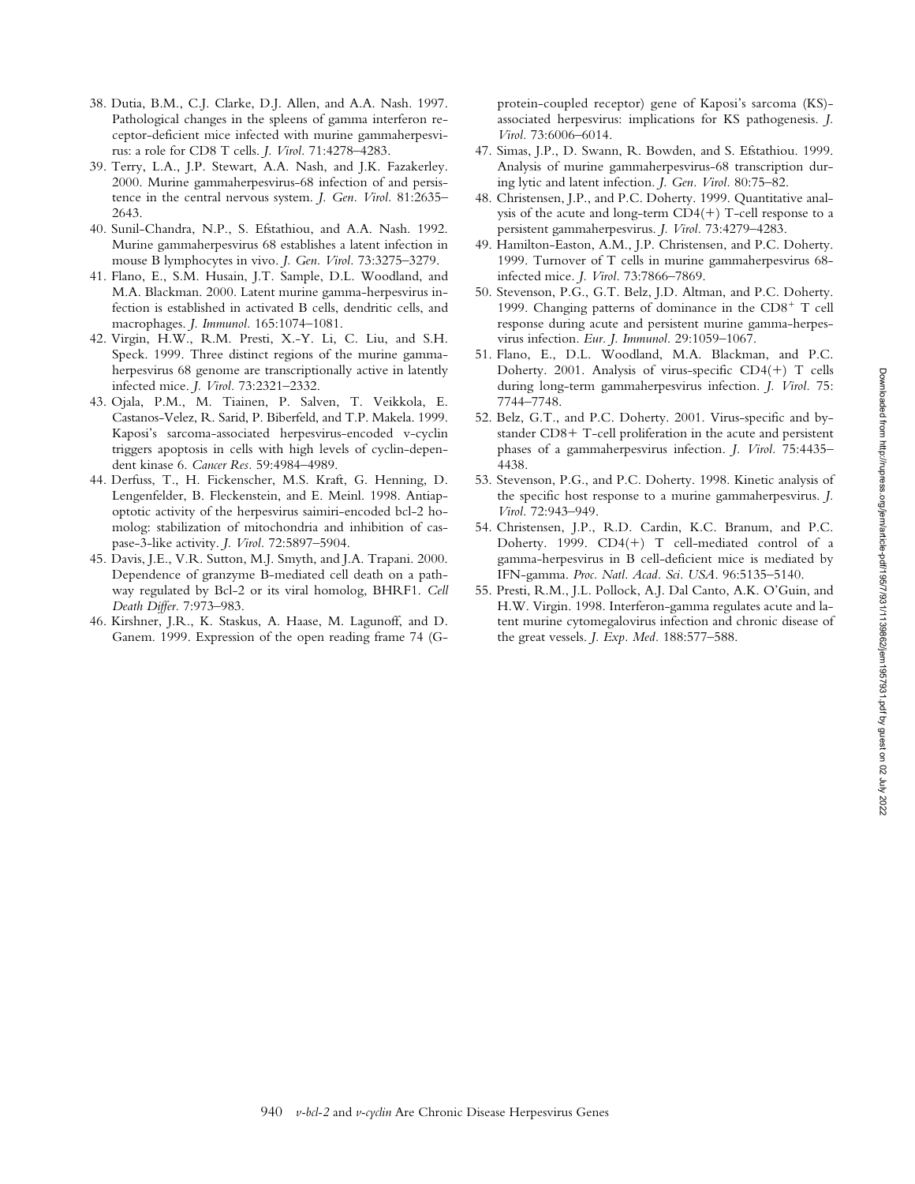38. Dutia, B.M., C.J. Clarke, D.J. Allen, and A.A. Nash. 1997. Pathological changes in the spleens of gamma interferon receptor-deficient mice infected with murine gammaherpesvirus: a role for CD8 T cells. *J. Virol.* 71:4278–4283.
39. Terry, L.A., J.P. Stewart, A.A. Nash, and J.K. Fazakerley. 2000. Murine gammaherpesvirus-68 infection of and persistence in the central nervous system. *J. Gen. Virol.* 81:2635–2643.
40. Sunil-Chandra, N.P., S. Efstathiou, and A.A. Nash. 1992. Murine gammaherpesvirus 68 establishes a latent infection in mouse B lymphocytes in vivo. *J. Gen. Virol.* 73:3275–3279.
41. Flano, E., S.M. Husain, J.T. Sample, D.L. Woodland, and M.A. Blackman. 2000. Latent murine gamma-herpesvirus infection is established in activated B cells, dendritic cells, and macrophages. *J. Immunol.* 165:1074–1081.
42. Virgin, H.W., R.M. Presti, X.-Y. Li, C. Liu, and S.H. Speck. 1999. Three distinct regions of the murine gammaherpesvirus 68 genome are transcriptionally active in latently infected mice. *J. Virol.* 73:2321–2332.
43. Ojala, P.M., M. Tiainen, P. Salven, T. Veikkola, E. Castanos-Velez, R. Sarid, P. Biberfeld, and T.P. Makela. 1999. Kaposi's sarcoma-associated herpesvirus-encoded v-cyclin triggers apoptosis in cells with high levels of cyclin-dependent kinase 6. *Cancer Res.* 59:4984–4989.
44. Derfuss, T., H. Fickenscher, M.S. Kraft, G. Henning, D. Lengenfelder, B. Fleckenstein, and E. Meinl. 1998. Antiapoptotic activity of the herpesvirus saimiri-encoded bcl-2 homolog: stabilization of mitochondria and inhibition of caspase-3-like activity. *J. Virol.* 72:5897–5904.
45. Davis, J.E., V.R. Sutton, M.J. Smyth, and J.A. Trapani. 2000. Dependence of granzyme B-mediated cell death on a pathway regulated by Bcl-2 or its viral homolog, BHRF1. *Cell Death Differ.* 7:973–983.
46. Kirshner, J.R., K. Staskus, A. Haase, M. Lagunoff, and D. Ganem. 1999. Expression of the open reading frame 74 (G-protein-coupled receptor) gene of Kaposi's sarcoma (KS)-associated herpesvirus: implications for KS pathogenesis. *J. Virol.* 73:6006–6014.
47. Simas, J.P., D. Swann, R. Bowden, and S. Efstathiou. 1999. Analysis of murine gammaherpesvirus-68 transcription during lytic and latent infection. *J. Gen. Virol.* 80:75–82.
48. Christensen, J.P., and P.C. Doherty. 1999. Quantitative analysis of the acute and long-term CD4(+) T-cell response to a persistent gammaherpesvirus. *J. Virol.* 73:4279–4283.
49. Hamilton-Easton, A.M., J.P. Christensen, and P.C. Doherty. 1999. Turnover of T cells in murine gammaherpesvirus 68-infected mice. *J. Virol.* 73:7866–7869.
50. Stevenson, P.G., G.T. Belz, J.D. Altman, and P.C. Doherty. 1999. Changing patterns of dominance in the $CD8^+$ T cell response during acute and persistent murine gamma-herpesvirus infection. *Eur. J. Immunol.* 29:1059–1067.
51. Flano, E., D.L. Woodland, M.A. Blackman, and P.C. Doherty. 2001. Analysis of virus-specific CD4(+) T cells during long-term gammaherpesvirus infection. *J. Virol.* 75: 7744–7748.
52. Belz, G.T., and P.C. Doherty. 2001. Virus-specific and bystander CD8+ T-cell proliferation in the acute and persistent phases of a gammaherpesvirus infection. *J. Virol.* 75:4435–4438.
53. Stevenson, P.G., and P.C. Doherty. 1998. Kinetic analysis of the specific host response to a murine gammaherpesvirus. *J. Virol.* 72:943–949.
54. Christensen, J.P., R.D. Cardin, K.C. Branum, and P.C. Doherty. 1999. CD4(+) T cell-mediated control of a gamma-herpesvirus in B cell-deficient mice is mediated by IFN-gamma. *Proc. Natl. Acad. Sci. USA.* 96:5135–5140.
55. Presti, R.M., J.L. Pollock, A.J. Dal Canto, A.K. O'Guin, and H.W. Virgin. 1998. Interferon-gamma regulates acute and latent murine cytomegalovirus infection and chronic disease of the great vessels. *J. Exp. Med.* 188:577–588.